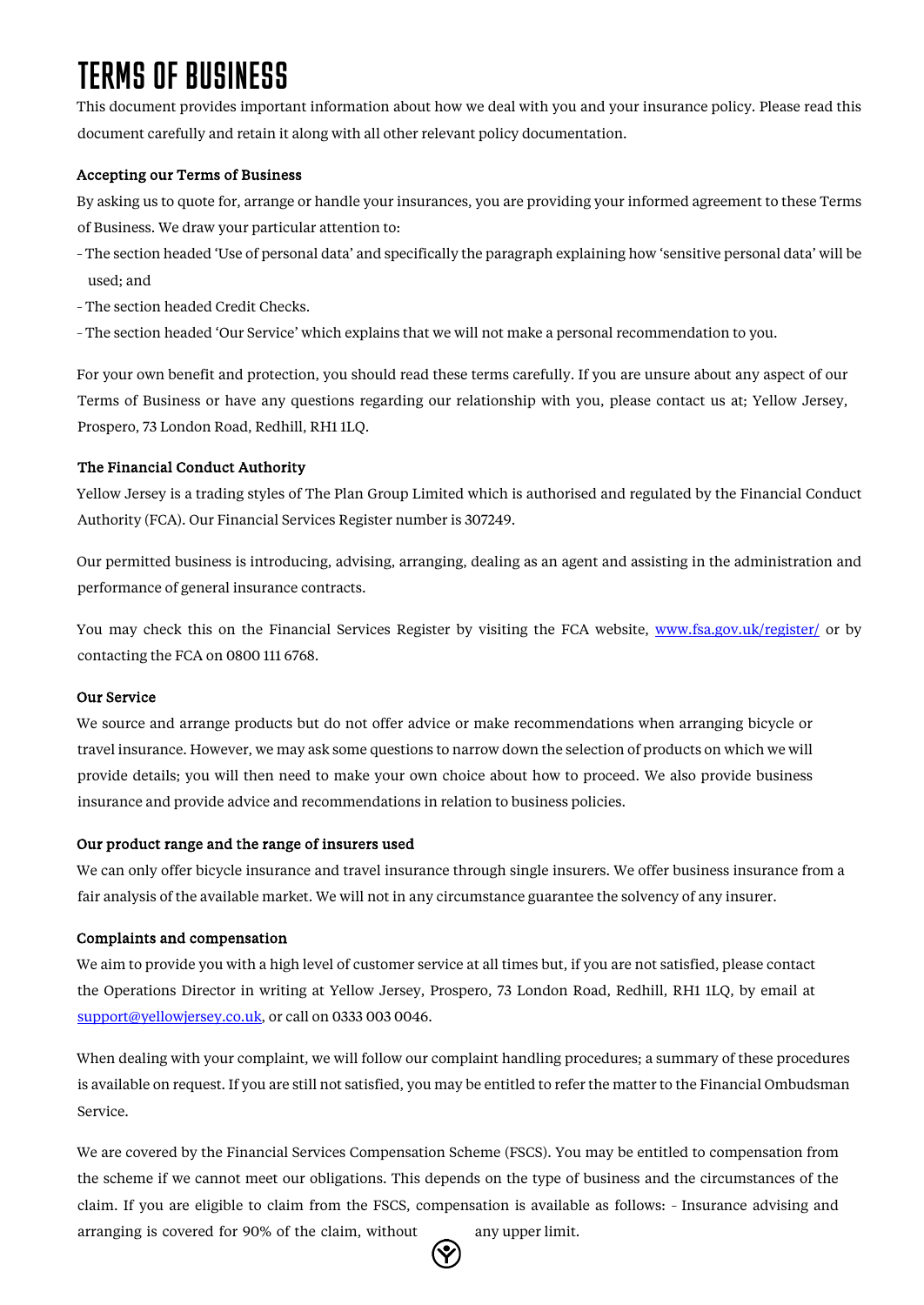# TERMS OF BUSINESS

This document provides important information about how we deal with you and your insurance policy. Please read this document carefully and retain it along with all other relevant policy documentation.

### Accepting our Terms of Business

By asking us to quote for, arrange or handle your insurances, you are providing your informed agreement to these Terms of Business. We draw your particular attention to:

- The section headed 'Use of personal data' and specifically the paragraph explaining how 'sensitive personal data' will be used; and
- The section headed Credit Checks.
- The section headed 'Our Service' which explains that we will not make a personal recommendation to you.

For your own benefit and protection, you should read these terms carefully. If you are unsure about any aspect of our Terms of Business or have any questions regarding our relationship with you, please contact us at; Yellow Jersey, Prospero, 73 London Road, Redhill, RH1 1LQ.

### The Financial Conduct Authority

Yellow Jersey is a trading styles of The Plan Group Limited which is authorised and regulated by the Financial Conduct Authority (FCA). Our Financial Services Register number is 307249.

Our permitted business is introducing, advising, arranging, dealing as an agent and assisting in the administration and performance of general insurance contracts.

You may check this on the Financial Services Register by visiting the FCA website, [www.fsa.gov.uk/register/](www.fsa.gov.uk/register/) or by contacting the FCA on 0800 111 6768.

### Our Service

We source and arrange products but do not offer advice or make recommendations when arranging bicycle or travel insurance. However, we may ask some questions to narrow down the selection of products on which we will provide details; you will then need to make your own choice about how to proceed. We also provide business insurance and provide advice and recommendations in relation to business policies.

### Our product range and the range of insurers used

We can only offer bicycle insurance and travel insurance through single insurers. We offer business insurance from a fair analysis of the available market. We will not in any circumstance guarantee the solvency of any insurer.

### Complaints and compensation

We aim to provide you with a high level of customer service at all times but, if you are not satisfied, please contact the Operations Director in writing at Yellow Jersey, Prospero, 73 London Road, Redhill, RH1 1LQ, by email at [support@yellowjersey.co.uk](mailto:support@yellowjersey.co.uk), or call on 0333 003 0046.

When dealing with your complaint, we will follow our complaint handling procedures; a summary of these procedures is available on request. If you are still not satisfied, you may be entitled to refer the matter to the Financial Ombudsman Service.

We are covered by the Financial Services Compensation Scheme (FSCS). You may be entitled to compensation from the scheme if we cannot meet our obligations. This depends on the type of business and the circumstances of the claim. If you are eligible to claim from the FSCS, compensation is available as follows: - Insurance advising and arranging is covered for 90% of the claim, without any upper limit.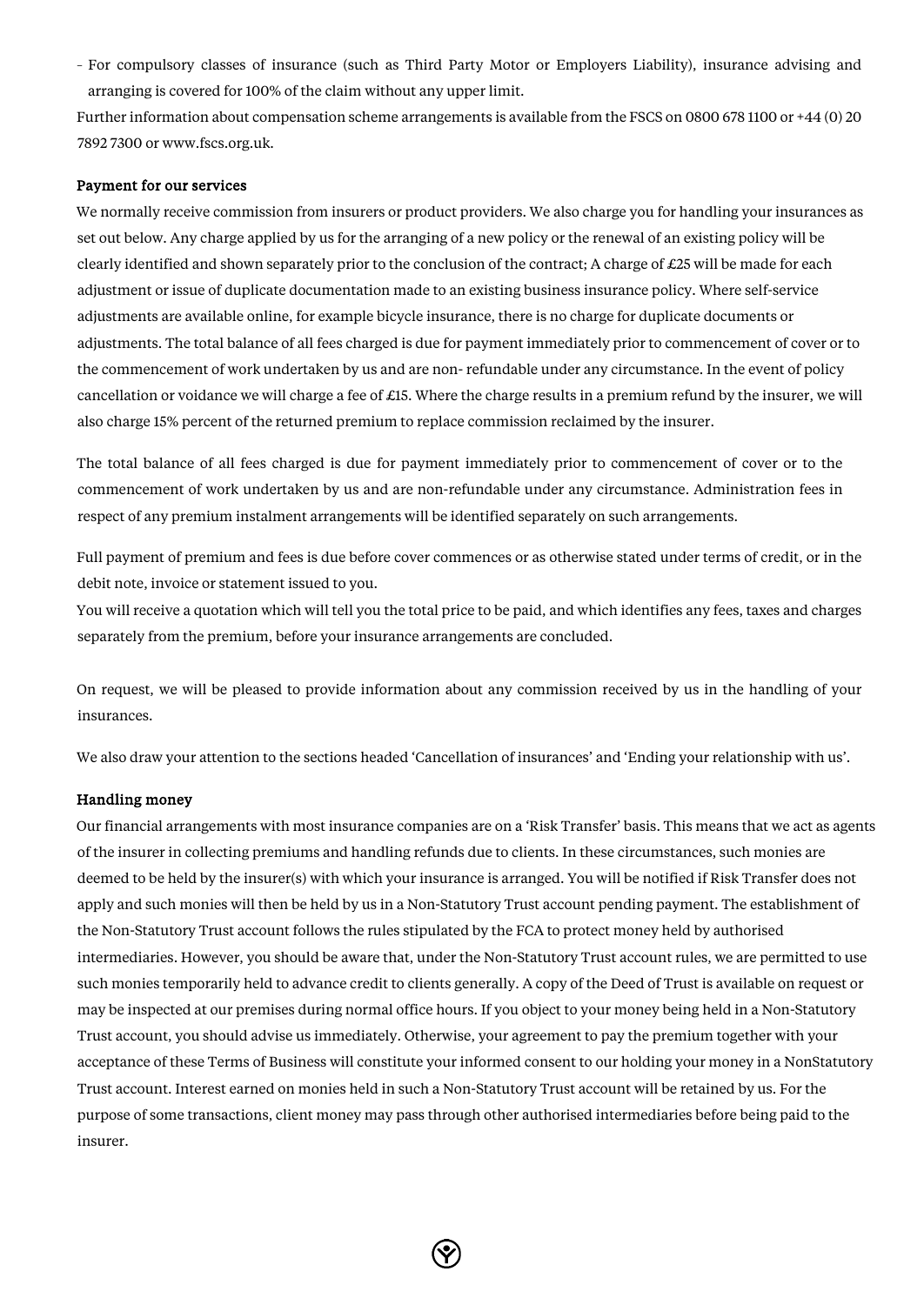- For compulsory classes of insurance (such as Third Party Motor or Employers Liability), insurance advising and arranging is covered for 100% of the claim without any upper limit.

Further information about compensation scheme arrangements is available from the FSCS on 0800 678 1100 or +44 (0) 20 7892 7300 or www.fscs.org.uk.

### Payment for our services

We normally receive commission from insurers or product providers. We also charge you for handling your insurances as set out below. Any charge applied by us for the arranging of a new policy or the renewal of an existing policy will be clearly identified and shown separately prior to the conclusion of the contract; A charge of £25 will be made for each adjustment or issue of duplicate documentation made to an existing business insurance policy. Where self-service adjustments are available online, for example bicycle insurance, there is no charge for duplicate documents or adjustments. The total balance of all fees charged is due for payment immediately prior to commencement of cover or to the commencement of work undertaken by us and are non- refundable under any circumstance. In the event of policy cancellation or voidance we will charge a fee of £15. Where the charge results in a premium refund by the insurer, we will also charge 15% percent of the returned premium to replace commission reclaimed by the insurer.

The total balance of all fees charged is due for payment immediately prior to commencement of cover or to the commencement of work undertaken by us and are non-refundable under any circumstance. Administration fees in respect of any premium instalment arrangements will be identified separately on such arrangements.

Full payment of premium and fees is due before cover commences or as otherwise stated under terms of credit, or in the debit note, invoice or statement issued to you.

You will receive a quotation which will tell you the total price to be paid, and which identifies any fees, taxes and charges separately from the premium, before your insurance arrangements are concluded.

On request, we will be pleased to provide information about any commission received by us in the handling of your insurances.

We also draw your attention to the sections headed 'Cancellation of insurances' and 'Ending your relationship with us'.

### Handling money

Our financial arrangements with most insurance companies are on a 'Risk Transfer' basis. This means that we act as agents of the insurer in collecting premiums and handling refunds due to clients. In these circumstances, such monies are deemed to be held by the insurer(s) with which your insurance is arranged. You will be notified if Risk Transfer does not apply and such monies will then be held by us in a Non-Statutory Trust account pending payment. The establishment of the Non-Statutory Trust account follows the rules stipulated by the FCA to protect money held by authorised intermediaries. However, you should be aware that, under the Non-Statutory Trust account rules, we are permitted to use such monies temporarily held to advance credit to clients generally. A copy of the Deed of Trust is available on request or may be inspected at our premises during normal office hours. If you object to your money being held in a Non-Statutory Trust account, you should advise us immediately. Otherwise, your agreement to pay the premium together with your acceptance of these Terms of Business will constitute your informed consent to our holding your money in a NonStatutory Trust account. Interest earned on monies held in such a Non-Statutory Trust account will be retained by us. For the purpose of some transactions, client money may pass through other authorised intermediaries before being paid to the insurer.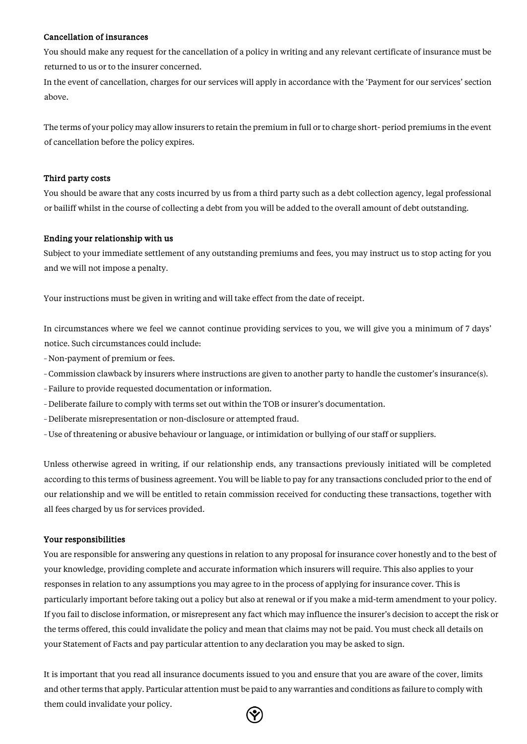### Cancellation of insurances

You should make any request for the cancellation of a policy in writing and any relevant certificate of insurance must be returned to us or to the insurer concerned.

In the event of cancellation, charges for our services will apply in accordance with the 'Payment for our services' section above.

The terms of your policy may allow insurers to retain the premium in full or to charge short- period premiums in the event of cancellation before the policy expires.

### Third party costs

You should be aware that any costs incurred by us from a third party such as a debt collection agency, legal professional or bailiff whilst in the course of collecting a debt from you will be added to the overall amount of debt outstanding.

### Ending your relationship with us

Subject to your immediate settlement of any outstanding premiums and fees, you may instruct us to stop acting for you and we will not impose a penalty.

Your instructions must be given in writing and will take effect from the date of receipt.

In circumstances where we feel we cannot continue providing services to you, we will give you a minimum of 7 days' notice. Such circumstances could include:

- Non-payment of premium or fees.
- Commission clawback by insurers where instructions are given to another party to handle the customer's insurance(s).
- Failure to provide requested documentation or information.
- Deliberate failure to comply with terms set out within the TOB or insurer's documentation.
- Deliberate misrepresentation or non-disclosure or attempted fraud.
- Use of threatening or abusive behaviour or language, or intimidation or bullying of our staff or suppliers.

Unless otherwise agreed in writing, if our relationship ends, any transactions previously initiated will be completed according to this terms of business agreement. You will be liable to pay for any transactions concluded prior to the end of our relationship and we will be entitled to retain commission received for conducting these transactions, together with all fees charged by us for services provided.

### Your responsibilities

You are responsible for answering any questions in relation to any proposal for insurance cover honestly and to the best of your knowledge, providing complete and accurate information which insurers will require. This also applies to your responses in relation to any assumptions you may agree to in the process of applying for insurance cover. This is particularly important before taking out a policy but also at renewal or if you make a mid-term amendment to your policy. If you fail to disclose information, or misrepresent any fact which may influence the insurer's decision to accept the risk or the terms offered, this could invalidate the policy and mean that claims may not be paid. You must check all details on your Statement of Facts and pay particular attention to any declaration you may be asked to sign.

It is important that you read all insurance documents issued to you and ensure that you are aware of the cover, limits and other terms that apply. Particular attention must be paid to any warranties and conditions as failure to comply with them could invalidate your policy.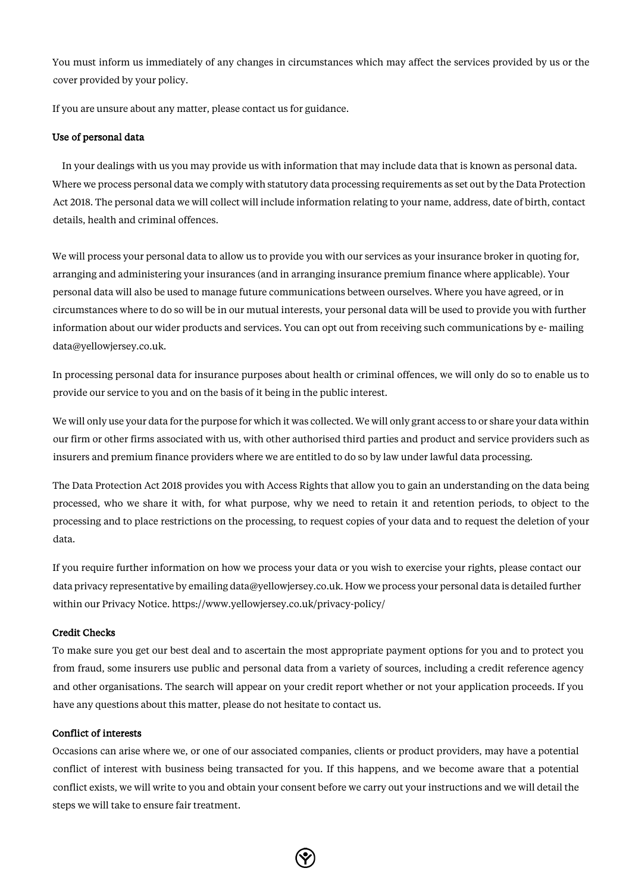You must inform us immediately of any changes in circumstances which may affect the services provided by us or the cover provided by your policy.

If you are unsure about any matter, please contact us for guidance.

### Use of personal data

In your dealings with us you may provide us with information that may include data that is known as personal data. Where we process personal data we comply with statutory data processing requirements as set out by the Data Protection Act 2018. The personal data we will collect will include information relating to your name, address, date of birth, contact details, health and criminal offences.

We will process your personal data to allow us to provide you with our services as your insurance broker in quoting for, arranging and administering your insurances (and in arranging insurance premium finance where applicable). Your personal data will also be used to manage future communications between ourselves. Where you have agreed, or in circumstances where to do so will be in our mutual interests, your personal data will be used to provide you with further information about our wider products and services. You can opt out from receiving such communications by e- mailing data@yellowjersey.co.uk.

In processing personal data for insurance purposes about health or criminal offences, we will only do so to enable us to provide our service to you and on the basis of it being in the public interest.

We will only use your data for the purpose for which it was collected. We will only grant access to or share your data within our firm or other firms associated with us, with other authorised third parties and product and service providers such as insurers and premium finance providers where we are entitled to do so by law under lawful data processing.

The Data Protection Act 2018 provides you with Access Rights that allow you to gain an understanding on the data being processed, who we share it with, for what purpose, why we need to retain it and retention periods, to object to the processing and to place restrictions on the processing, to request copies of your data and to request the deletion of your data.

If you require further information on how we process your data or you wish to exercise your rights, please contact our data privacy representative by emailing data@yellowjersey.co.uk. How we process your personal data is detailed further within our Privacy Notice. https://www.yellowjersey.co.uk/privacy-policy/

### Credit Checks

To make sure you get our best deal and to ascertain the most appropriate payment options for you and to protect you from fraud, some insurers use public and personal data from a variety of sources, including a credit reference agency and other organisations. The search will appear on your credit report whether or not your application proceeds. If you have any questions about this matter, please do not hesitate to contact us.

### Conflict of interests

Occasions can arise where we, or one of our associated companies, clients or product providers, may have a potential conflict of interest with business being transacted for you. If this happens, and we become aware that a potential conflict exists, we will write to you and obtain your consent before we carry out your instructions and we will detail the steps we will take to ensure fair treatment.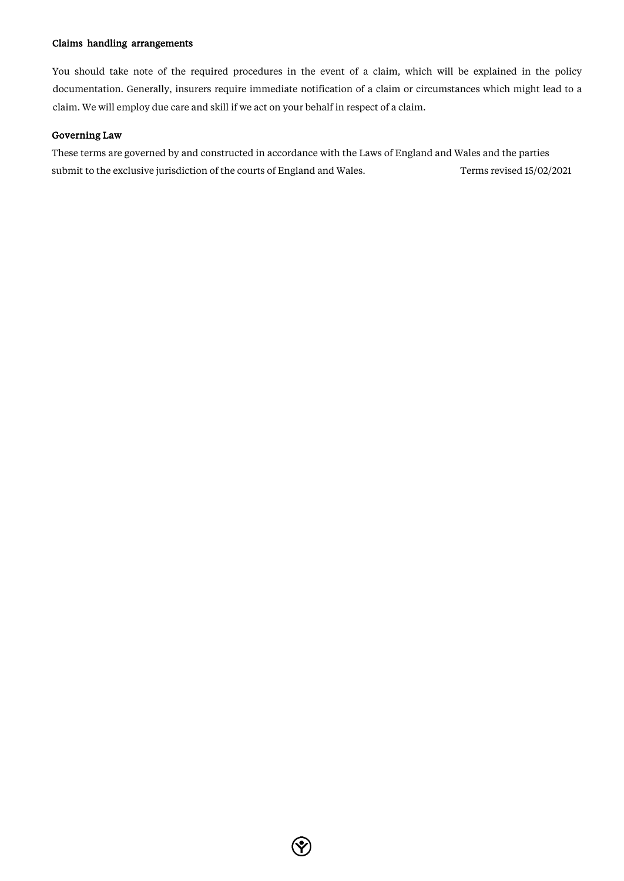### Claims handling arrangements

You should take note of the required procedures in the event of a claim, which will be explained in the policy documentation. Generally, insurers require immediate notification of a claim or circumstances which might lead to a claim. We will employ due care and skill if we act on your behalf in respect of a claim.

### Governing Law

These terms are governed by and constructed in accordance with the Laws of England and Wales and the parties submit to the exclusive jurisdiction of the courts of England and Wales.

Terms revised 15/02/2021